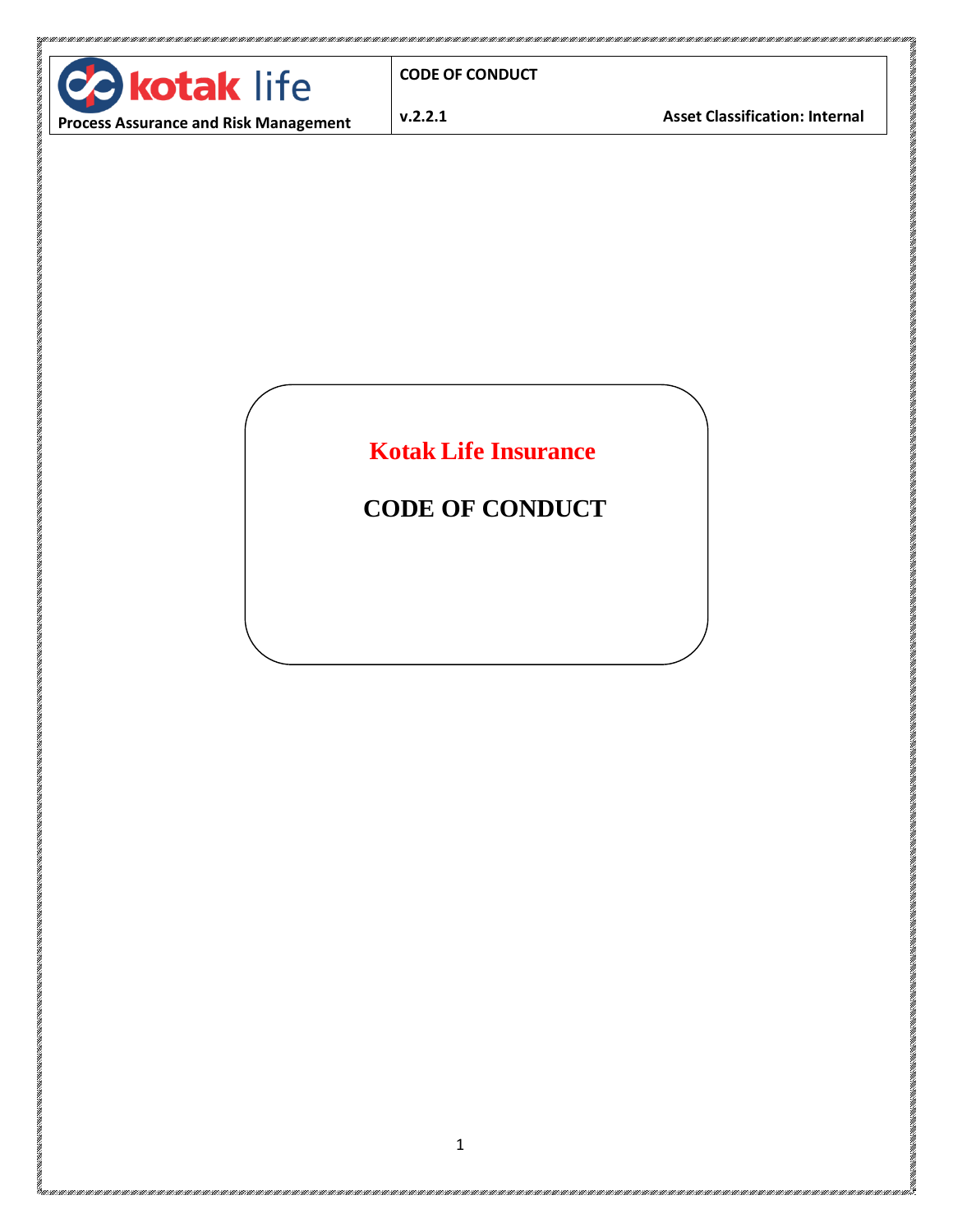# Kotak Life Insurance

# CODE OF CONDUCT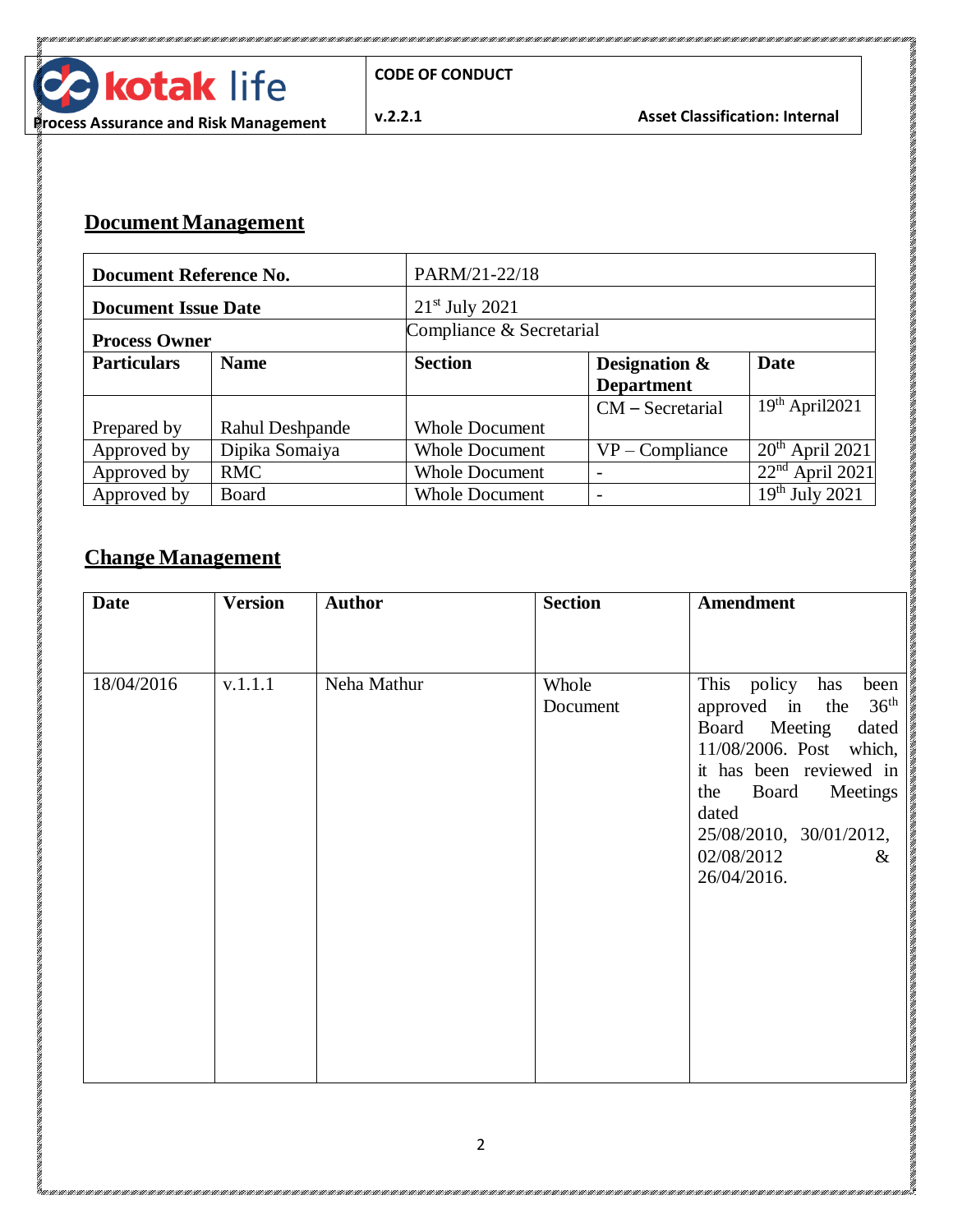## Document Management

| Document Reference No. | | PARM/21-22/18 | | |
|---|---|---|---|---|
| Document Issue Date | | 21st July 2021 | | |
| Process Owner | | Compliance & Secretarial | | |
| **Particulars** | **Name** | **Section** | **Designation & Department** | **Date** |
| Prepared by | Rahul Deshpande | Whole Document | CM – Secretarial | 19th April2021 |
| Approved by | Dipika Somaiya | Whole Document | VP – Compliance | 20th April 2021 |
| Approved by | RMC | Whole Document | - | 22nd April 2021 |
| Approved by | Board | Whole Document | - | 19th July 2021 |

## Change Management

| Date | Version | Author | Section | Amendment |
|---|---|---|---|---|
| 18/04/2016 | v.1.1.1 | Neha Mathur | Whole Document | This policy has been approved in the 36th Board Meeting dated 11/08/2006. Post which, it has been reviewed in the Board Meetings dated 25/08/2010, 30/01/2012, 02/08/2012 & 26/04/2016. |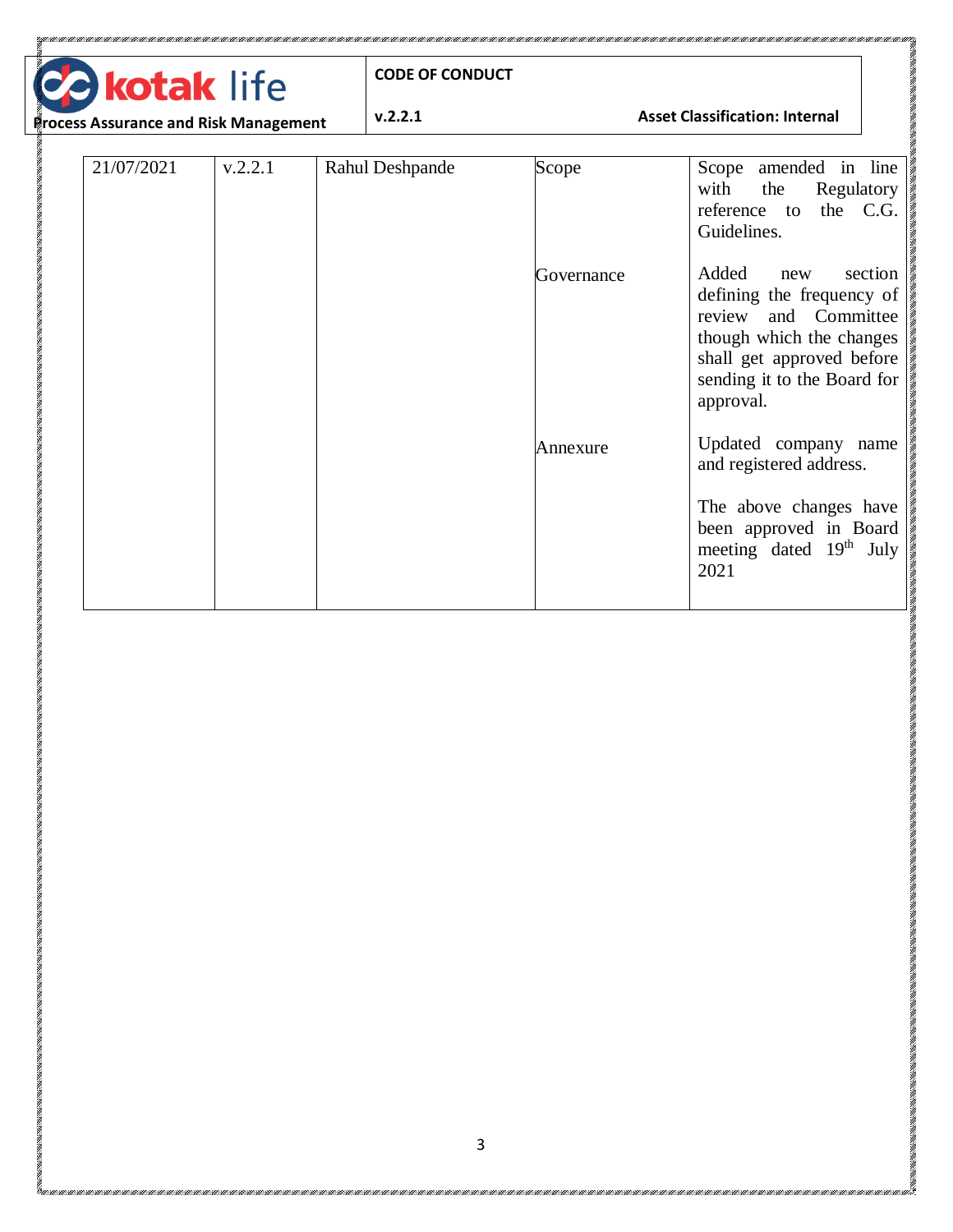| | | | | |
|---|---|---|---|---|
| 21/07/2021 | v.2.2.1 | Rahul Deshpande | Scope | Scope amended in line with the Regulatory reference to the C.G. Guidelines. |
| | | | Governance | Added new section defining the frequency of review and Committee though which the changes shall get approved before sending it to the Board for approval. |
| | | | Annexure | Updated company name and registered address.<br><br>The above changes have been approved in Board meeting dated 19th July 2021 |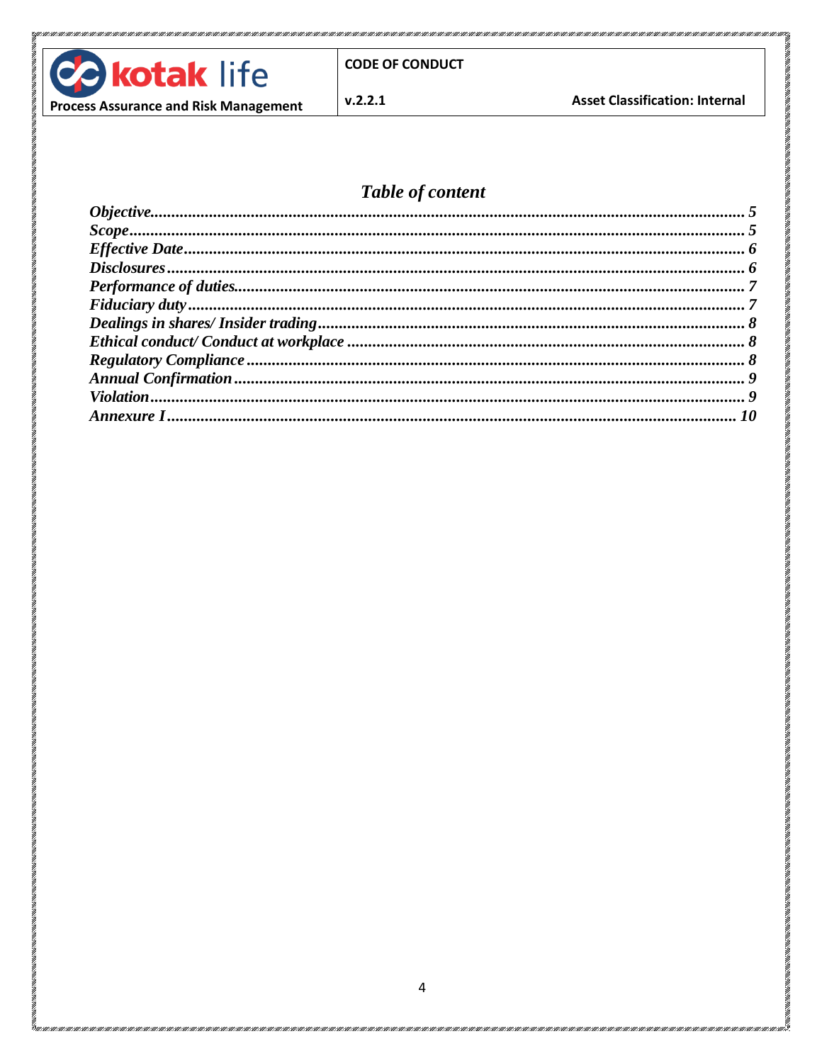## *Table of content*

| | |
|---|---|
| *Objective* | *5* |
| *Scope* | *5* |
| *Effective Date* | *6* |
| *Disclosures* | *6* |
| *Performance of duties* | *7* |
| *Fiduciary duty* | *7* |
| *Dealings in shares/ Insider trading* | *8* |
| *Ethical conduct/ Conduct at workplace* | *8* |
| *Regulatory Compliance* | *8* |
| *Annual Confirmation* | *9* |
| *Violation* | *9* |
| *Annexure I* | *10* |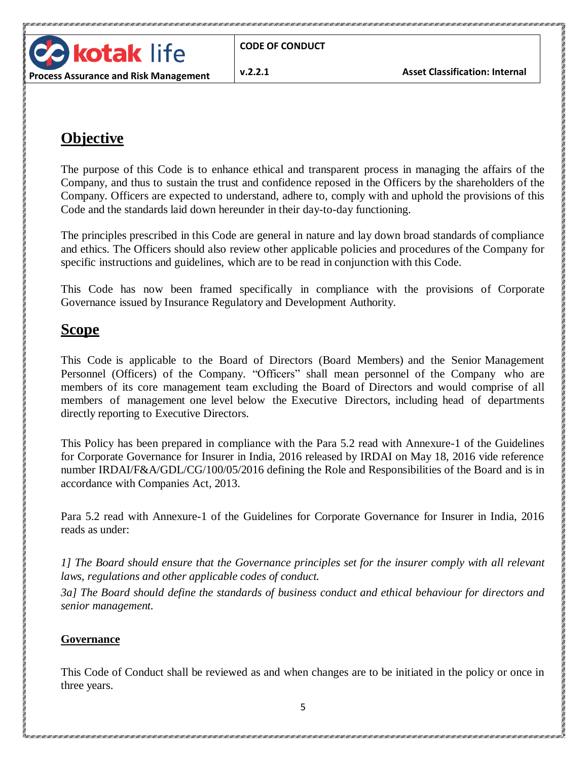## Objective

The purpose of this Code is to enhance ethical and transparent process in managing the affairs of the Company, and thus to sustain the trust and confidence reposed in the Officers by the shareholders of the Company. Officers are expected to understand, adhere to, comply with and uphold the provisions of this Code and the standards laid down hereunder in their day-to-day functioning.

The principles prescribed in this Code are general in nature and lay down broad standards of compliance and ethics. The Officers should also review other applicable policies and procedures of the Company for specific instructions and guidelines, which are to be read in conjunction with this Code.

This Code has now been framed specifically in compliance with the provisions of Corporate Governance issued by Insurance Regulatory and Development Authority.

## Scope

This Code is applicable to the Board of Directors (Board Members) and the Senior Management Personnel (Officers) of the Company. "Officers" shall mean personnel of the Company who are members of its core management team excluding the Board of Directors and would comprise of all members of management one level below the Executive Directors, including head of departments directly reporting to Executive Directors.

This Policy has been prepared in compliance with the Para 5.2 read with Annexure-1 of the Guidelines for Corporate Governance for Insurer in India, 2016 released by IRDAI on May 18, 2016 vide reference number IRDAI/F&A/GDL/CG/100/05/2016 defining the Role and Responsibilities of the Board and is in accordance with Companies Act, 2013.

Para 5.2 read with Annexure-1 of the Guidelines for Corporate Governance for Insurer in India, 2016 reads as under:

*1] The Board should ensure that the Governance principles set for the insurer comply with all relevant laws, regulations and other applicable codes of conduct.*

*3a] The Board should define the standards of business conduct and ethical behaviour for directors and senior management.*

### Governance

This Code of Conduct shall be reviewed as and when changes are to be initiated in the policy or once in three years.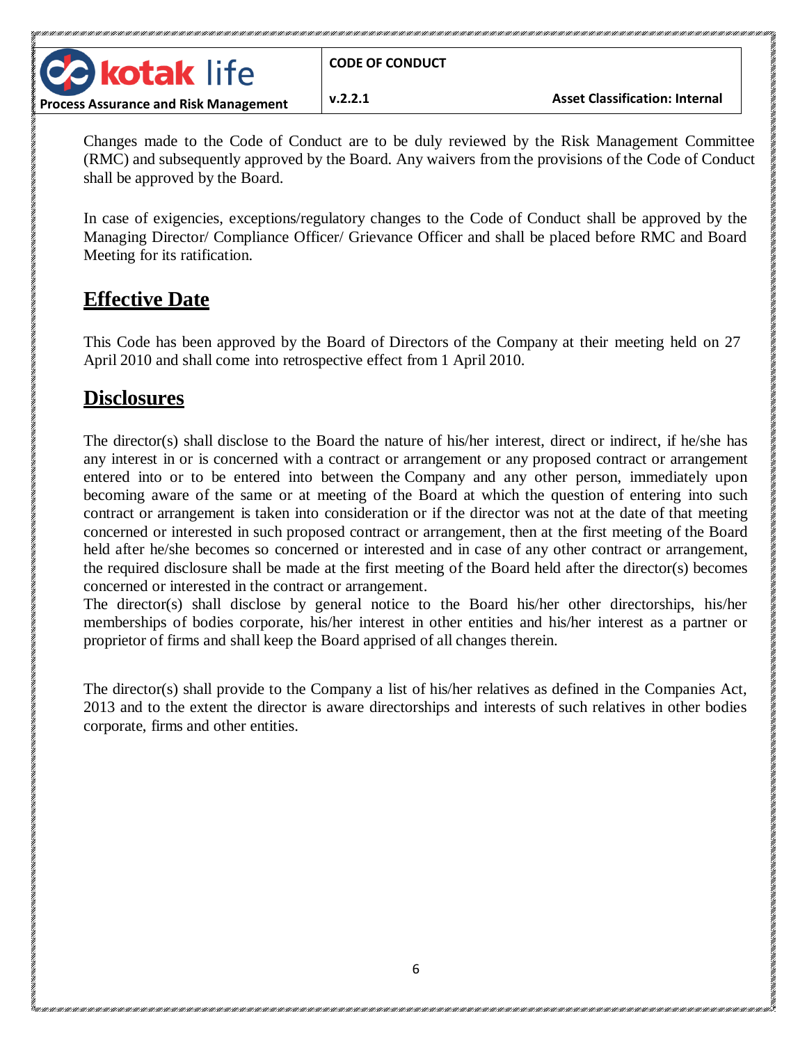Changes made to the Code of Conduct are to be duly reviewed by the Risk Management Committee (RMC) and subsequently approved by the Board. Any waivers from the provisions of the Code of Conduct shall be approved by the Board.

In case of exigencies, exceptions/regulatory changes to the Code of Conduct shall be approved by the Managing Director/ Compliance Officer/ Grievance Officer and shall be placed before RMC and Board Meeting for its ratification.

## Effective Date

This Code has been approved by the Board of Directors of the Company at their meeting held on 27 April 2010 and shall come into retrospective effect from 1 April 2010.

## Disclosures

The director(s) shall disclose to the Board the nature of his/her interest, direct or indirect, if he/she has any interest in or is concerned with a contract or arrangement or any proposed contract or arrangement entered into or to be entered into between the Company and any other person, immediately upon becoming aware of the same or at meeting of the Board at which the question of entering into such contract or arrangement is taken into consideration or if the director was not at the date of that meeting concerned or interested in such proposed contract or arrangement, then at the first meeting of the Board held after he/she becomes so concerned or interested and in case of any other contract or arrangement, the required disclosure shall be made at the first meeting of the Board held after the director(s) becomes concerned or interested in the contract or arrangement.

The director(s) shall disclose by general notice to the Board his/her other directorships, his/her memberships of bodies corporate, his/her interest in other entities and his/her interest as a partner or proprietor of firms and shall keep the Board apprised of all changes therein.

The director(s) shall provide to the Company a list of his/her relatives as defined in the Companies Act, 2013 and to the extent the director is aware directorships and interests of such relatives in other bodies corporate, firms and other entities.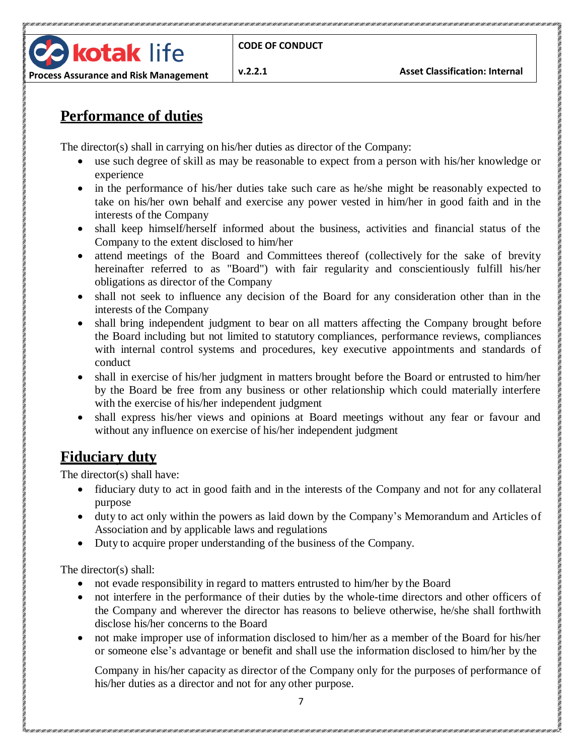## Performance of duties

The director(s) shall in carrying on his/her duties as director of the Company:

- use such degree of skill as may be reasonable to expect from a person with his/her knowledge or experience
- in the performance of his/her duties take such care as he/she might be reasonably expected to take on his/her own behalf and exercise any power vested in him/her in good faith and in the interests of the Company
- shall keep himself/herself informed about the business, activities and financial status of the Company to the extent disclosed to him/her
- attend meetings of the Board and Committees thereof (collectively for the sake of brevity hereinafter referred to as "Board") with fair regularity and conscientiously fulfill his/her obligations as director of the Company
- shall not seek to influence any decision of the Board for any consideration other than in the interests of the Company
- shall bring independent judgment to bear on all matters affecting the Company brought before the Board including but not limited to statutory compliances, performance reviews, compliances with internal control systems and procedures, key executive appointments and standards of conduct
- shall in exercise of his/her judgment in matters brought before the Board or entrusted to him/her by the Board be free from any business or other relationship which could materially interfere with the exercise of his/her independent judgment
- shall express his/her views and opinions at Board meetings without any fear or favour and without any influence on exercise of his/her independent judgment

## Fiduciary duty

The director(s) shall have:

- fiduciary duty to act in good faith and in the interests of the Company and not for any collateral purpose
- duty to act only within the powers as laid down by the Company's Memorandum and Articles of Association and by applicable laws and regulations
- Duty to acquire proper understanding of the business of the Company.

The director(s) shall:

- not evade responsibility in regard to matters entrusted to him/her by the Board
- not interfere in the performance of their duties by the whole-time directors and other officers of the Company and wherever the director has reasons to believe otherwise, he/she shall forthwith disclose his/her concerns to the Board
- not make improper use of information disclosed to him/her as a member of the Board for his/her or someone else's advantage or benefit and shall use the information disclosed to him/her by the Company in his/her capacity as director of the Company only for the purposes of performance of his/her duties as a director and not for any other purpose.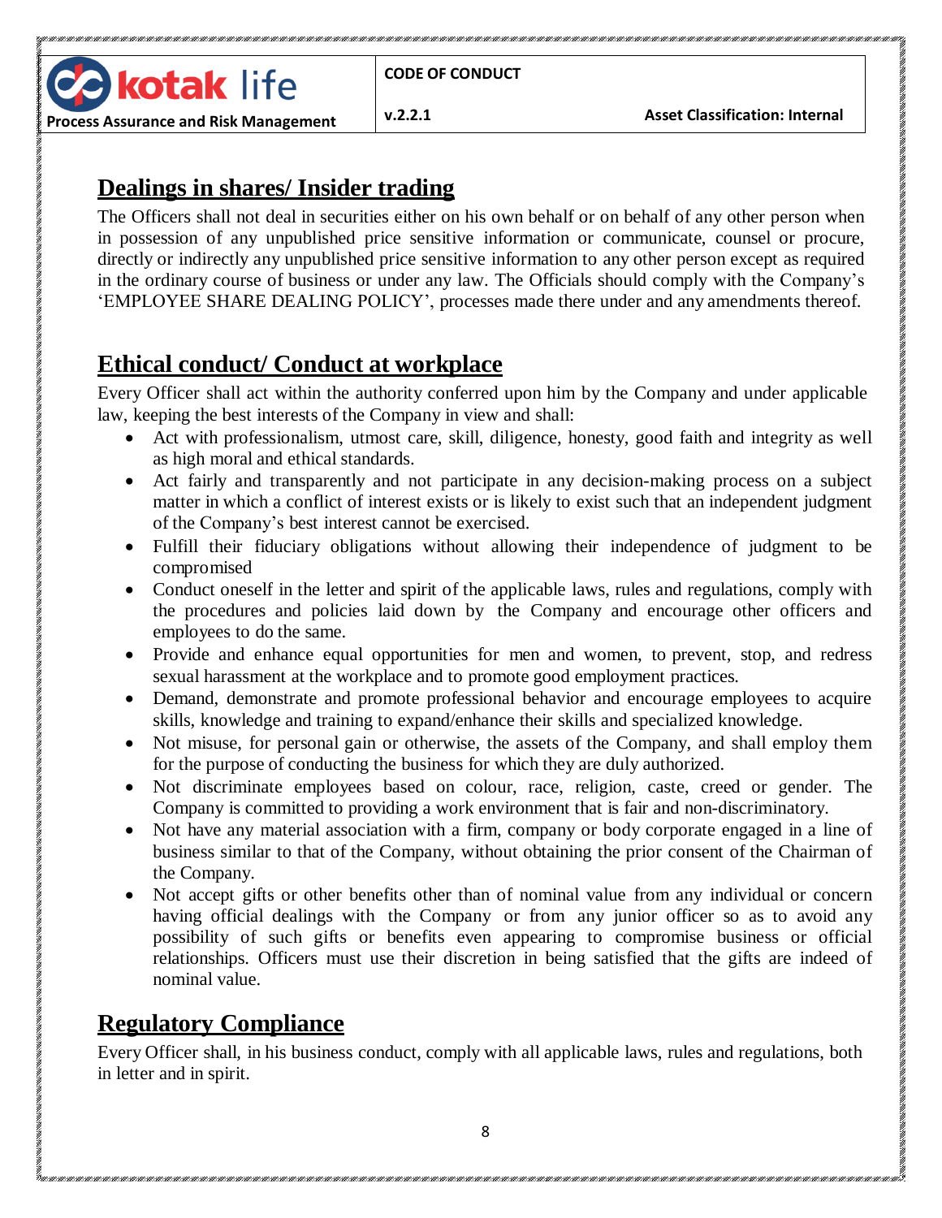## Dealings in shares/ Insider trading

The Officers shall not deal in securities either on his own behalf or on behalf of any other person when in possession of any unpublished price sensitive information or communicate, counsel or procure, directly or indirectly any unpublished price sensitive information to any other person except as required in the ordinary course of business or under any law. The Officials should comply with the Company's 'EMPLOYEE SHARE DEALING POLICY', processes made there under and any amendments thereof.

## Ethical conduct/ Conduct at workplace

Every Officer shall act within the authority conferred upon him by the Company and under applicable law, keeping the best interests of the Company in view and shall:

- Act with professionalism, utmost care, skill, diligence, honesty, good faith and integrity as well as high moral and ethical standards.
- Act fairly and transparently and not participate in any decision-making process on a subject matter in which a conflict of interest exists or is likely to exist such that an independent judgment of the Company's best interest cannot be exercised.
- Fulfill their fiduciary obligations without allowing their independence of judgment to be compromised
- Conduct oneself in the letter and spirit of the applicable laws, rules and regulations, comply with the procedures and policies laid down by the Company and encourage other officers and employees to do the same.
- Provide and enhance equal opportunities for men and women, to prevent, stop, and redress sexual harassment at the workplace and to promote good employment practices.
- Demand, demonstrate and promote professional behavior and encourage employees to acquire skills, knowledge and training to expand/enhance their skills and specialized knowledge.
- Not misuse, for personal gain or otherwise, the assets of the Company, and shall employ them for the purpose of conducting the business for which they are duly authorized.
- Not discriminate employees based on colour, race, religion, caste, creed or gender. The Company is committed to providing a work environment that is fair and non-discriminatory.
- Not have any material association with a firm, company or body corporate engaged in a line of business similar to that of the Company, without obtaining the prior consent of the Chairman of the Company.
- Not accept gifts or other benefits other than of nominal value from any individual or concern having official dealings with the Company or from any junior officer so as to avoid any possibility of such gifts or benefits even appearing to compromise business or official relationships. Officers must use their discretion in being satisfied that the gifts are indeed of nominal value.

## Regulatory Compliance

Every Officer shall, in his business conduct, comply with all applicable laws, rules and regulations, both in letter and in spirit.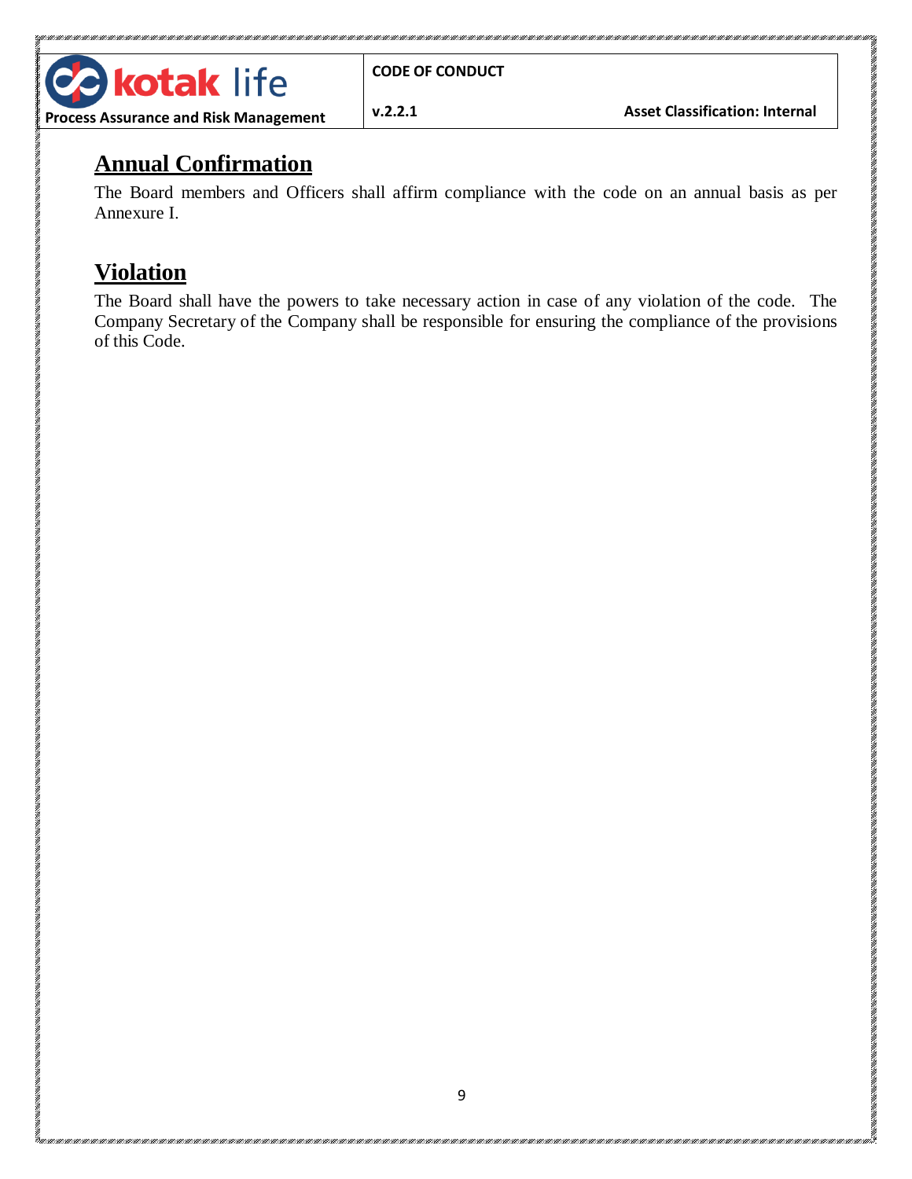## Annual Confirmation

The Board members and Officers shall affirm compliance with the code on an annual basis as per Annexure I.

## Violation

The Board shall have the powers to take necessary action in case of any violation of the code. The Company Secretary of the Company shall be responsible for ensuring the compliance of the provisions of this Code.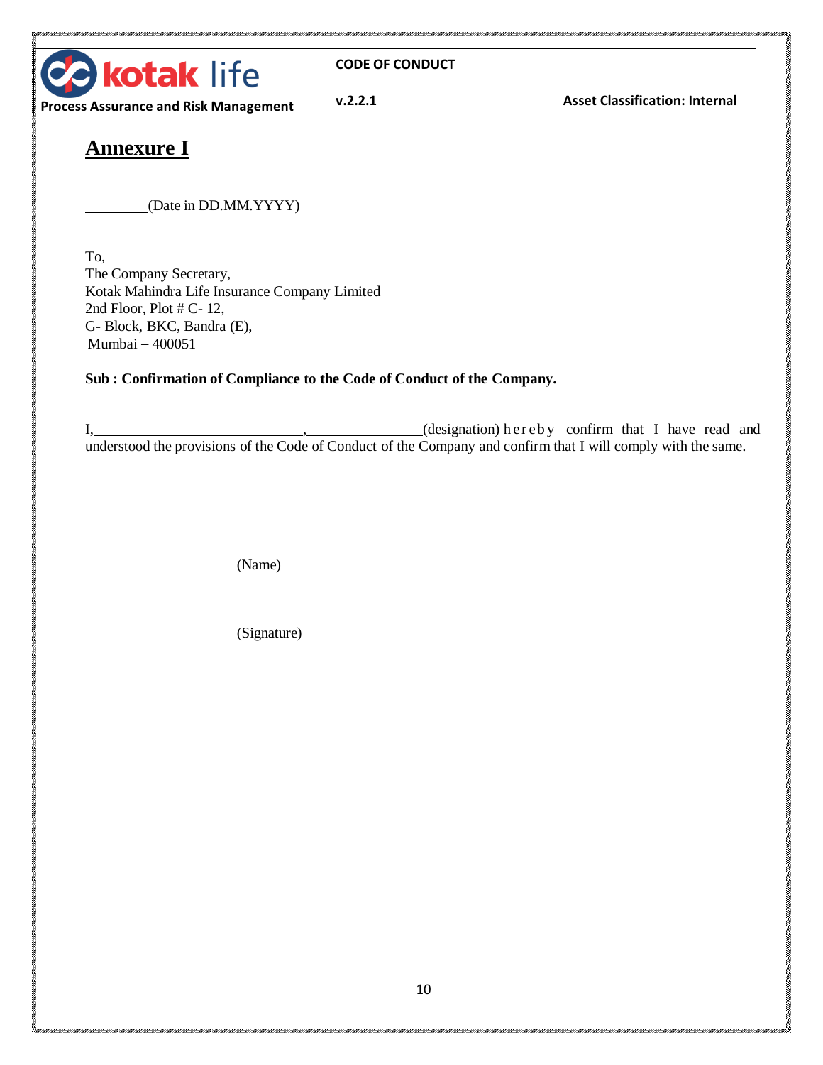# Annexure I

________(Date in DD.MM.YYYY)

To,
The Company Secretary,
Kotak Mahindra Life Insurance Company Limited
2nd Floor, Plot # C- 12,
G- Block, BKC, Bandra (E),
Mumbai – 400051

**Sub : Confirmation of Compliance to the Code of Conduct of the Company.**

I,____________________________,_______________(designation) hereby confirm that I have read and understood the provisions of the Code of Conduct of the Company and confirm that I will comply with the same.

____________________(Name)

____________________(Signature)